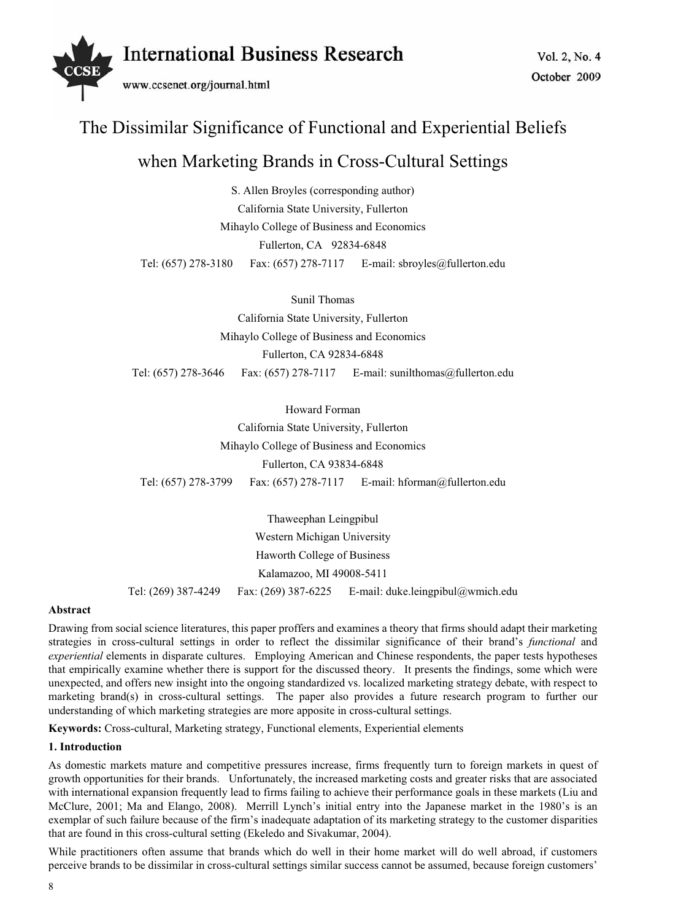# The Dissimilar Significance of Functional and Experiential Beliefs when Marketing Brands in Cross-Cultural Settings

S. Allen Broyles (corresponding author)
California State University, Fullerton
Mihaylo College of Business and Economics
Fullerton, CA 92834-6848
Tel: (657) 278-3180 Fax: (657) 278-7117 E-mail: sbroyles@fullerton.edu

Sunil Thomas
California State University, Fullerton
Mihaylo College of Business and Economics
Fullerton, CA 92834-6848
Tel: (657) 278-3646 Fax: (657) 278-7117 E-mail: sunilthomas@fullerton.edu

Howard Forman
California State University, Fullerton
Mihaylo College of Business and Economics
Fullerton, CA 93834-6848
Tel: (657) 278-3799 Fax: (657) 278-7117 E-mail: hforman@fullerton.edu

Thaweephan Leingpibul
Western Michigan University
Haworth College of Business
Kalamazoo, MI 49008-5411
Tel: (269) 387-4249 Fax: (269) 387-6225 E-mail: duke.leingpibul@wmich.edu

**Abstract**

Drawing from social science literatures, this paper proffers and examines a theory that firms should adapt their marketing strategies in cross-cultural settings in order to reflect the dissimilar significance of their brand's *functional* and *experiential* elements in disparate cultures. Employing American and Chinese respondents, the paper tests hypotheses that empirically examine whether there is support for the discussed theory. It presents the findings, some which were unexpected, and offers new insight into the ongoing standardized vs. localized marketing strategy debate, with respect to marketing brand(s) in cross-cultural settings. The paper also provides a future research program to further our understanding of which marketing strategies are more apposite in cross-cultural settings.

**Keywords:** Cross-cultural, Marketing strategy, Functional elements, Experiential elements

## 1. Introduction

As domestic markets mature and competitive pressures increase, firms frequently turn to foreign markets in quest of growth opportunities for their brands. Unfortunately, the increased marketing costs and greater risks that are associated with international expansion frequently lead to firms failing to achieve their performance goals in these markets (Liu and McClure, 2001; Ma and Elango, 2008). Merrill Lynch's initial entry into the Japanese market in the 1980's is an exemplar of such failure because of the firm's inadequate adaptation of its marketing strategy to the customer disparities that are found in this cross-cultural setting (Ekeledo and Sivakumar, 2004).

While practitioners often assume that brands which do well in their home market will do well abroad, if customers perceive brands to be dissimilar in cross-cultural settings similar success cannot be assumed, because foreign customers'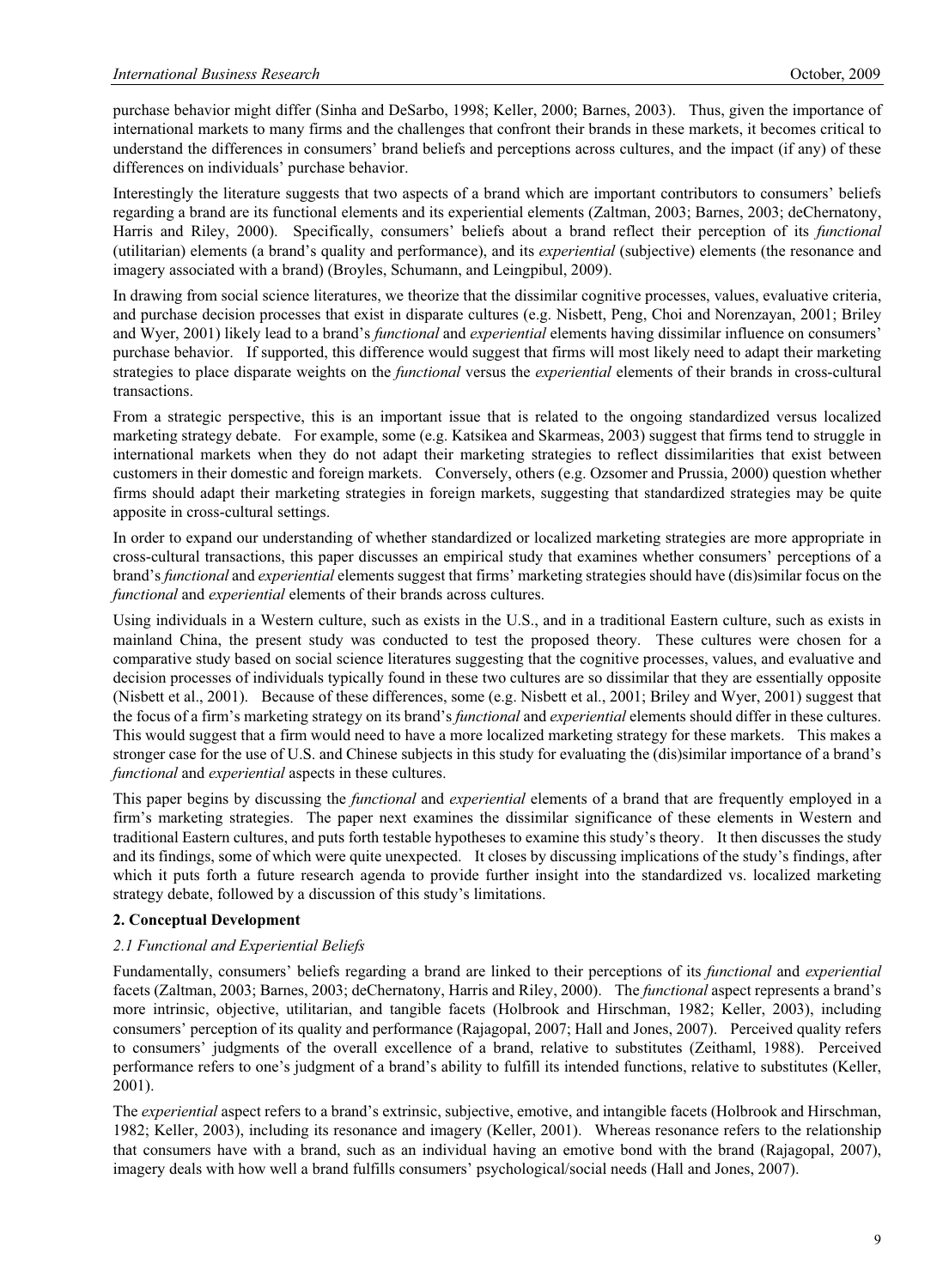purchase behavior might differ (Sinha and DeSarbo, 1998; Keller, 2000; Barnes, 2003). Thus, given the importance of international markets to many firms and the challenges that confront their brands in these markets, it becomes critical to understand the differences in consumers' brand beliefs and perceptions across cultures, and the impact (if any) of these differences on individuals' purchase behavior.

Interestingly the literature suggests that two aspects of a brand which are important contributors to consumers' beliefs regarding a brand are its functional elements and its experiential elements (Zaltman, 2003; Barnes, 2003; deChernatony, Harris and Riley, 2000). Specifically, consumers' beliefs about a brand reflect their perception of its *functional* (utilitarian) elements (a brand's quality and performance), and its *experiential* (subjective) elements (the resonance and imagery associated with a brand) (Broyles, Schumann, and Leingpibul, 2009).

In drawing from social science literatures, we theorize that the dissimilar cognitive processes, values, evaluative criteria, and purchase decision processes that exist in disparate cultures (e.g. Nisbett, Peng, Choi and Norenzayan, 2001; Briley and Wyer, 2001) likely lead to a brand's *functional* and *experiential* elements having dissimilar influence on consumers' purchase behavior. If supported, this difference would suggest that firms will most likely need to adapt their marketing strategies to place disparate weights on the *functional* versus the *experiential* elements of their brands in cross-cultural transactions.

From a strategic perspective, this is an important issue that is related to the ongoing standardized versus localized marketing strategy debate. For example, some (e.g. Katsikea and Skarmeas, 2003) suggest that firms tend to struggle in international markets when they do not adapt their marketing strategies to reflect dissimilarities that exist between customers in their domestic and foreign markets. Conversely, others (e.g. Ozsomer and Prussia, 2000) question whether firms should adapt their marketing strategies in foreign markets, suggesting that standardized strategies may be quite apposite in cross-cultural settings.

In order to expand our understanding of whether standardized or localized marketing strategies are more appropriate in cross-cultural transactions, this paper discusses an empirical study that examines whether consumers' perceptions of a brand's *functional* and *experiential* elements suggest that firms' marketing strategies should have (dis)similar focus on the *functional* and *experiential* elements of their brands across cultures.

Using individuals in a Western culture, such as exists in the U.S., and in a traditional Eastern culture, such as exists in mainland China, the present study was conducted to test the proposed theory. These cultures were chosen for a comparative study based on social science literatures suggesting that the cognitive processes, values, and evaluative and decision processes of individuals typically found in these two cultures are so dissimilar that they are essentially opposite (Nisbett et al., 2001). Because of these differences, some (e.g. Nisbett et al., 2001; Briley and Wyer, 2001) suggest that the focus of a firm's marketing strategy on its brand's *functional* and *experiential* elements should differ in these cultures. This would suggest that a firm would need to have a more localized marketing strategy for these markets. This makes a stronger case for the use of U.S. and Chinese subjects in this study for evaluating the (dis)similar importance of a brand's *functional* and *experiential* aspects in these cultures.

This paper begins by discussing the *functional* and *experiential* elements of a brand that are frequently employed in a firm's marketing strategies. The paper next examines the dissimilar significance of these elements in Western and traditional Eastern cultures, and puts forth testable hypotheses to examine this study's theory. It then discusses the study and its findings, some of which were quite unexpected. It closes by discussing implications of the study's findings, after which it puts forth a future research agenda to provide further insight into the standardized vs. localized marketing strategy debate, followed by a discussion of this study's limitations.

## 2. Conceptual Development

### *2.1 Functional and Experiential Beliefs*

Fundamentally, consumers' beliefs regarding a brand are linked to their perceptions of its *functional* and *experiential* facets (Zaltman, 2003; Barnes, 2003; deChernatony, Harris and Riley, 2000). The *functional* aspect represents a brand's more intrinsic, objective, utilitarian, and tangible facets (Holbrook and Hirschman, 1982; Keller, 2003), including consumers' perception of its quality and performance (Rajagopal, 2007; Hall and Jones, 2007). Perceived quality refers to consumers' judgments of the overall excellence of a brand, relative to substitutes (Zeithaml, 1988). Perceived performance refers to one's judgment of a brand's ability to fulfill its intended functions, relative to substitutes (Keller, 2001).

The *experiential* aspect refers to a brand's extrinsic, subjective, emotive, and intangible facets (Holbrook and Hirschman, 1982; Keller, 2003), including its resonance and imagery (Keller, 2001). Whereas resonance refers to the relationship that consumers have with a brand, such as an individual having an emotive bond with the brand (Rajagopal, 2007), imagery deals with how well a brand fulfills consumers' psychological/social needs (Hall and Jones, 2007).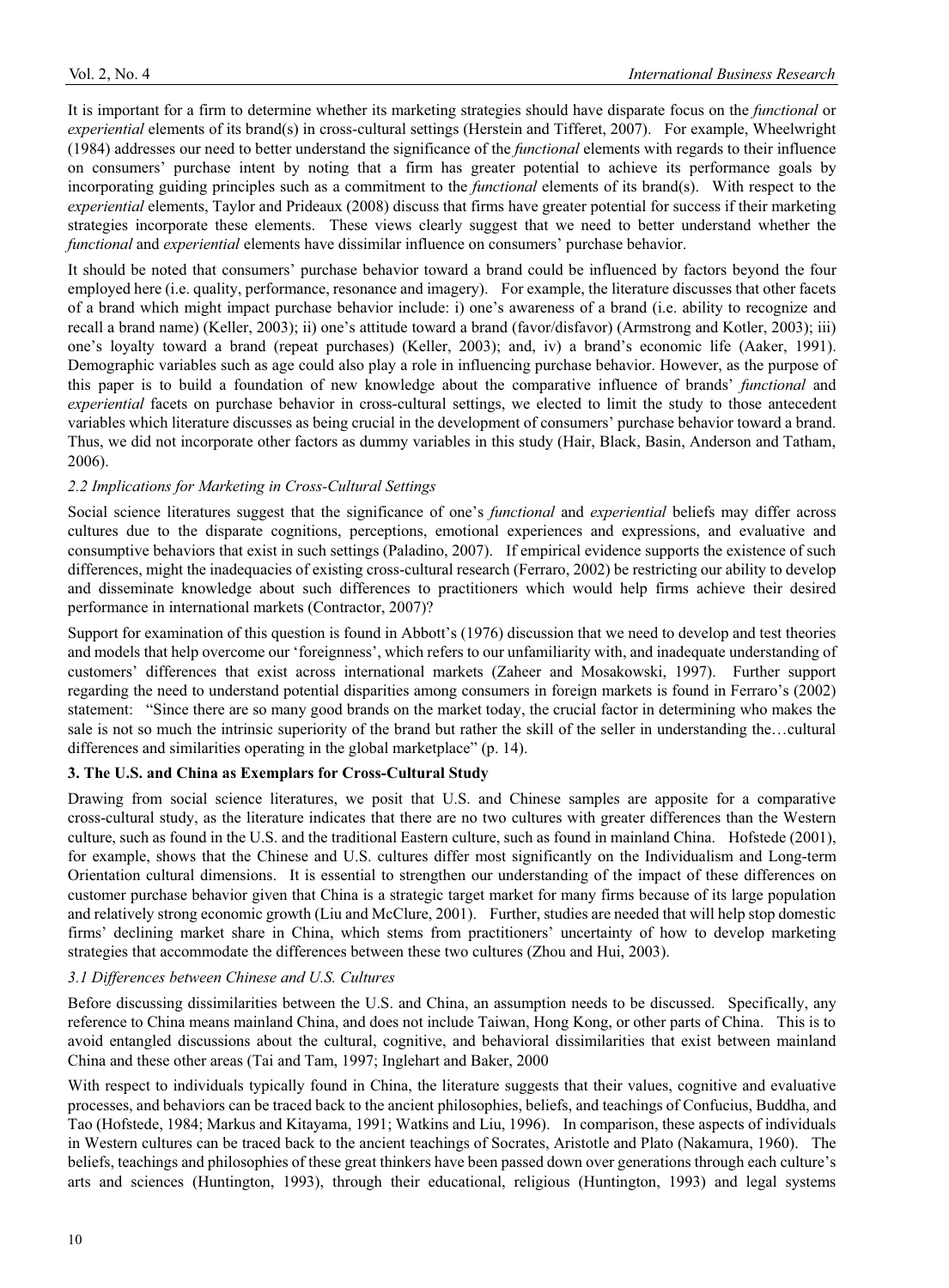It is important for a firm to determine whether its marketing strategies should have disparate focus on the *functional* or *experiential* elements of its brand(s) in cross-cultural settings (Herstein and Tifferet, 2007). For example, Wheelwright (1984) addresses our need to better understand the significance of the *functional* elements with regards to their influence on consumers' purchase intent by noting that a firm has greater potential to achieve its performance goals by incorporating guiding principles such as a commitment to the *functional* elements of its brand(s). With respect to the *experiential* elements, Taylor and Prideaux (2008) discuss that firms have greater potential for success if their marketing strategies incorporate these elements. These views clearly suggest that we need to better understand whether the *functional* and *experiential* elements have dissimilar influence on consumers' purchase behavior.

It should be noted that consumers' purchase behavior toward a brand could be influenced by factors beyond the four employed here (i.e. quality, performance, resonance and imagery). For example, the literature discusses that other facets of a brand which might impact purchase behavior include: i) one's awareness of a brand (i.e. ability to recognize and recall a brand name) (Keller, 2003); ii) one's attitude toward a brand (favor/disfavor) (Armstrong and Kotler, 2003); iii) one's loyalty toward a brand (repeat purchases) (Keller, 2003); and, iv) a brand's economic life (Aaker, 1991). Demographic variables such as age could also play a role in influencing purchase behavior. However, as the purpose of this paper is to build a foundation of new knowledge about the comparative influence of brands' *functional* and *experiential* facets on purchase behavior in cross-cultural settings, we elected to limit the study to those antecedent variables which literature discusses as being crucial in the development of consumers' purchase behavior toward a brand. Thus, we did not incorporate other factors as dummy variables in this study (Hair, Black, Basin, Anderson and Tatham, 2006).

### *2.2 Implications for Marketing in Cross-Cultural Settings*

Social science literatures suggest that the significance of one's *functional* and *experiential* beliefs may differ across cultures due to the disparate cognitions, perceptions, emotional experiences and expressions, and evaluative and consumptive behaviors that exist in such settings (Paladino, 2007). If empirical evidence supports the existence of such differences, might the inadequacies of existing cross-cultural research (Ferraro, 2002) be restricting our ability to develop and disseminate knowledge about such differences to practitioners which would help firms achieve their desired performance in international markets (Contractor, 2007)?

Support for examination of this question is found in Abbott's (1976) discussion that we need to develop and test theories and models that help overcome our 'foreignness', which refers to our unfamiliarity with, and inadequate understanding of customers' differences that exist across international markets (Zaheer and Mosakowski, 1997). Further support regarding the need to understand potential disparities among consumers in foreign markets is found in Ferraro's (2002) statement: "Since there are so many good brands on the market today, the crucial factor in determining who makes the sale is not so much the intrinsic superiority of the brand but rather the skill of the seller in understanding the…cultural differences and similarities operating in the global marketplace" (p. 14).

## **3. The U.S. and China as Exemplars for Cross-Cultural Study**

Drawing from social science literatures, we posit that U.S. and Chinese samples are apposite for a comparative cross-cultural study, as the literature indicates that there are no two cultures with greater differences than the Western culture, such as found in the U.S. and the traditional Eastern culture, such as found in mainland China. Hofstede (2001), for example, shows that the Chinese and U.S. cultures differ most significantly on the Individualism and Long-term Orientation cultural dimensions. It is essential to strengthen our understanding of the impact of these differences on customer purchase behavior given that China is a strategic target market for many firms because of its large population and relatively strong economic growth (Liu and McClure, 2001). Further, studies are needed that will help stop domestic firms' declining market share in China, which stems from practitioners' uncertainty of how to develop marketing strategies that accommodate the differences between these two cultures (Zhou and Hui, 2003).

### *3.1 Differences between Chinese and U.S. Cultures*

Before discussing dissimilarities between the U.S. and China, an assumption needs to be discussed. Specifically, any reference to China means mainland China, and does not include Taiwan, Hong Kong, or other parts of China. This is to avoid entangled discussions about the cultural, cognitive, and behavioral dissimilarities that exist between mainland China and these other areas (Tai and Tam, 1997; Inglehart and Baker, 2000

With respect to individuals typically found in China, the literature suggests that their values, cognitive and evaluative processes, and behaviors can be traced back to the ancient philosophies, beliefs, and teachings of Confucius, Buddha, and Tao (Hofstede, 1984; Markus and Kitayama, 1991; Watkins and Liu, 1996). In comparison, these aspects of individuals in Western cultures can be traced back to the ancient teachings of Socrates, Aristotle and Plato (Nakamura, 1960). The beliefs, teachings and philosophies of these great thinkers have been passed down over generations through each culture's arts and sciences (Huntington, 1993), through their educational, religious (Huntington, 1993) and legal systems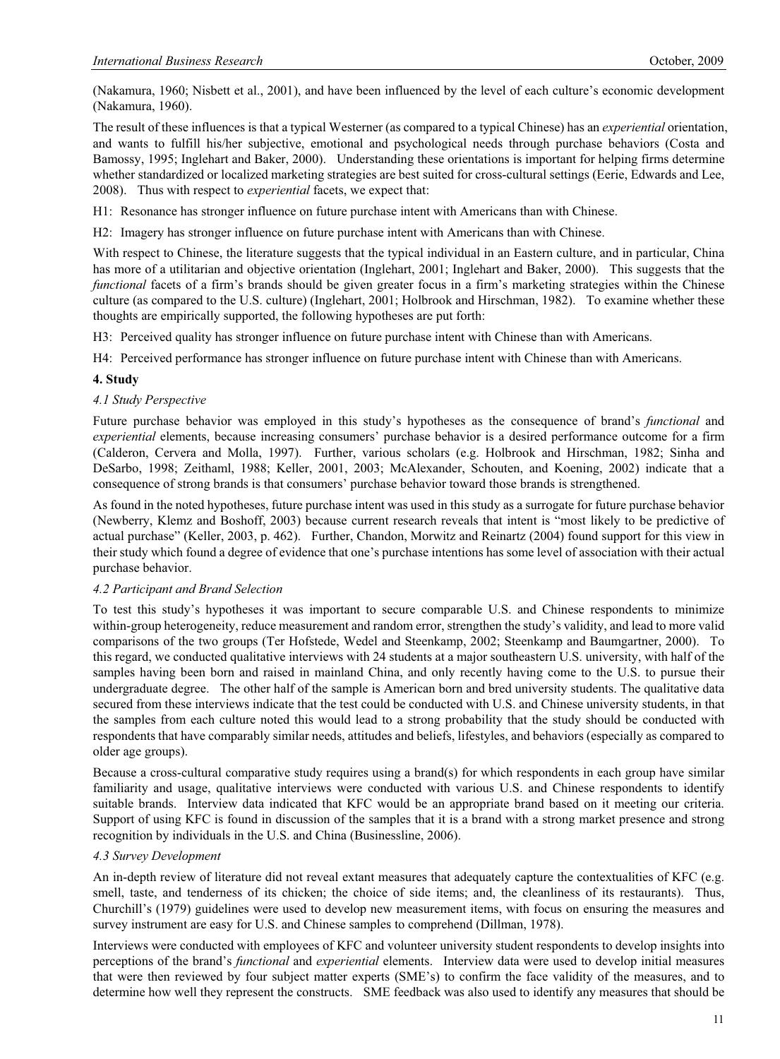(Nakamura, 1960; Nisbett et al., 2001), and have been influenced by the level of each culture's economic development (Nakamura, 1960).

The result of these influences is that a typical Westerner (as compared to a typical Chinese) has an *experiential* orientation, and wants to fulfill his/her subjective, emotional and psychological needs through purchase behaviors (Costa and Bamossy, 1995; Inglehart and Baker, 2000). Understanding these orientations is important for helping firms determine whether standardized or localized marketing strategies are best suited for cross-cultural settings (Eerie, Edwards and Lee, 2008). Thus with respect to *experiential* facets, we expect that:

H1: Resonance has stronger influence on future purchase intent with Americans than with Chinese.

H2: Imagery has stronger influence on future purchase intent with Americans than with Chinese.

With respect to Chinese, the literature suggests that the typical individual in an Eastern culture, and in particular, China has more of a utilitarian and objective orientation (Inglehart, 2001; Inglehart and Baker, 2000). This suggests that the *functional* facets of a firm's brands should be given greater focus in a firm's marketing strategies within the Chinese culture (as compared to the U.S. culture) (Inglehart, 2001; Holbrook and Hirschman, 1982). To examine whether these thoughts are empirically supported, the following hypotheses are put forth:

H3: Perceived quality has stronger influence on future purchase intent with Chinese than with Americans.

H4: Perceived performance has stronger influence on future purchase intent with Chinese than with Americans.

## 4. Study

### *4.1 Study Perspective*

Future purchase behavior was employed in this study's hypotheses as the consequence of brand's *functional* and *experiential* elements, because increasing consumers' purchase behavior is a desired performance outcome for a firm (Calderon, Cervera and Molla, 1997). Further, various scholars (e.g. Holbrook and Hirschman, 1982; Sinha and DeSarbo, 1998; Zeithaml, 1988; Keller, 2001, 2003; McAlexander, Schouten, and Koening, 2002) indicate that a consequence of strong brands is that consumers' purchase behavior toward those brands is strengthened.

As found in the noted hypotheses, future purchase intent was used in this study as a surrogate for future purchase behavior (Newberry, Klemz and Boshoff, 2003) because current research reveals that intent is "most likely to be predictive of actual purchase" (Keller, 2003, p. 462). Further, Chandon, Morwitz and Reinartz (2004) found support for this view in their study which found a degree of evidence that one's purchase intentions has some level of association with their actual purchase behavior.

### *4.2 Participant and Brand Selection*

To test this study's hypotheses it was important to secure comparable U.S. and Chinese respondents to minimize within-group heterogeneity, reduce measurement and random error, strengthen the study's validity, and lead to more valid comparisons of the two groups (Ter Hofstede, Wedel and Steenkamp, 2002; Steenkamp and Baumgartner, 2000). To this regard, we conducted qualitative interviews with 24 students at a major southeastern U.S. university, with half of the samples having been born and raised in mainland China, and only recently having come to the U.S. to pursue their undergraduate degree. The other half of the sample is American born and bred university students. The qualitative data secured from these interviews indicate that the test could be conducted with U.S. and Chinese university students, in that the samples from each culture noted this would lead to a strong probability that the study should be conducted with respondents that have comparably similar needs, attitudes and beliefs, lifestyles, and behaviors (especially as compared to older age groups).

Because a cross-cultural comparative study requires using a brand(s) for which respondents in each group have similar familiarity and usage, qualitative interviews were conducted with various U.S. and Chinese respondents to identify suitable brands. Interview data indicated that KFC would be an appropriate brand based on it meeting our criteria. Support of using KFC is found in discussion of the samples that it is a brand with a strong market presence and strong recognition by individuals in the U.S. and China (Businessline, 2006).

### *4.3 Survey Development*

An in-depth review of literature did not reveal extant measures that adequately capture the contextualities of KFC (e.g. smell, taste, and tenderness of its chicken; the choice of side items; and, the cleanliness of its restaurants). Thus, Churchill's (1979) guidelines were used to develop new measurement items, with focus on ensuring the measures and survey instrument are easy for U.S. and Chinese samples to comprehend (Dillman, 1978).

Interviews were conducted with employees of KFC and volunteer university student respondents to develop insights into perceptions of the brand's *functional* and *experiential* elements. Interview data were used to develop initial measures that were then reviewed by four subject matter experts (SME's) to confirm the face validity of the measures, and to determine how well they represent the constructs. SME feedback was also used to identify any measures that should be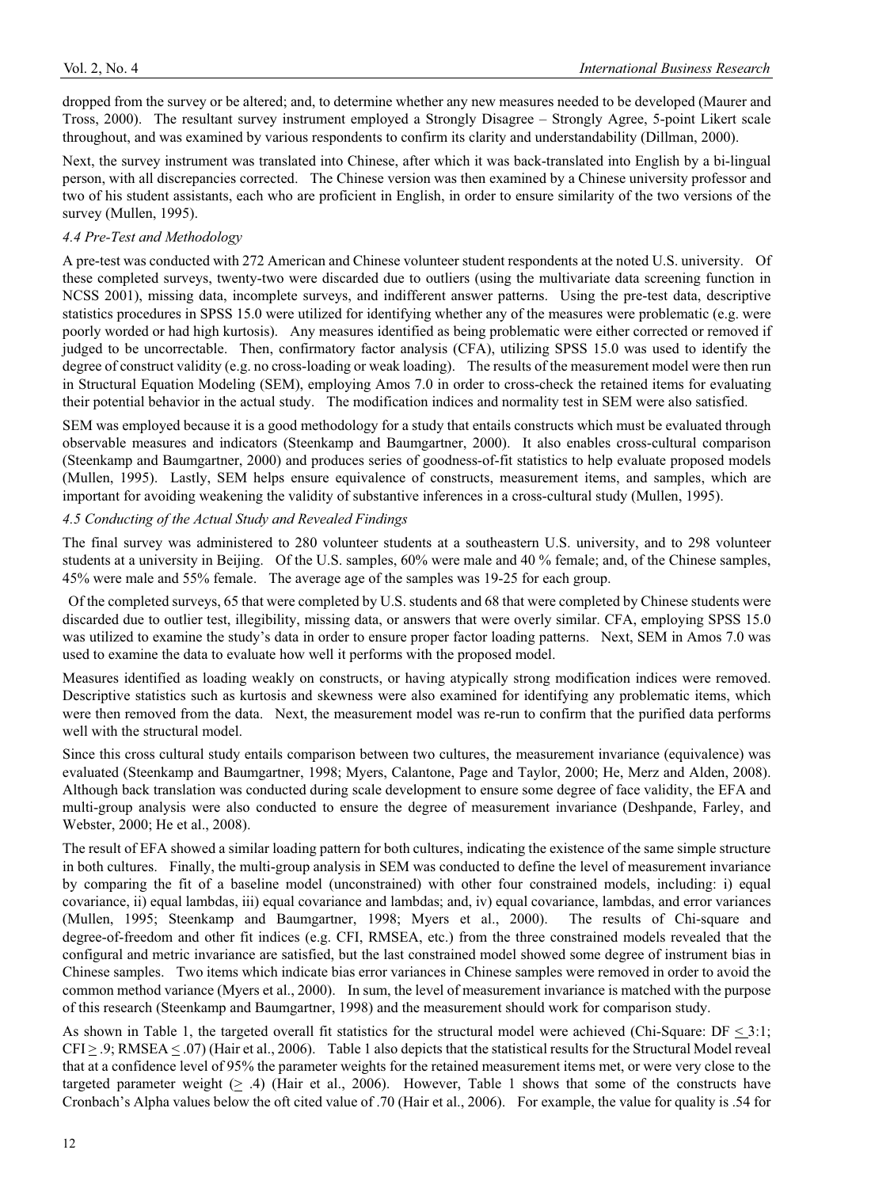dropped from the survey or be altered; and, to determine whether any new measures needed to be developed (Maurer and Tross, 2000). The resultant survey instrument employed a Strongly Disagree – Strongly Agree, 5-point Likert scale throughout, and was examined by various respondents to confirm its clarity and understandability (Dillman, 2000).

Next, the survey instrument was translated into Chinese, after which it was back-translated into English by a bi-lingual person, with all discrepancies corrected. The Chinese version was then examined by a Chinese university professor and two of his student assistants, each who are proficient in English, in order to ensure similarity of the two versions of the survey (Mullen, 1995).

### *4.4 Pre-Test and Methodology*

A pre-test was conducted with 272 American and Chinese volunteer student respondents at the noted U.S. university. Of these completed surveys, twenty-two were discarded due to outliers (using the multivariate data screening function in NCSS 2001), missing data, incomplete surveys, and indifferent answer patterns. Using the pre-test data, descriptive statistics procedures in SPSS 15.0 were utilized for identifying whether any of the measures were problematic (e.g. were poorly worded or had high kurtosis). Any measures identified as being problematic were either corrected or removed if judged to be uncorrectable. Then, confirmatory factor analysis (CFA), utilizing SPSS 15.0 was used to identify the degree of construct validity (e.g. no cross-loading or weak loading). The results of the measurement model were then run in Structural Equation Modeling (SEM), employing Amos 7.0 in order to cross-check the retained items for evaluating their potential behavior in the actual study. The modification indices and normality test in SEM were also satisfied.

SEM was employed because it is a good methodology for a study that entails constructs which must be evaluated through observable measures and indicators (Steenkamp and Baumgartner, 2000). It also enables cross-cultural comparison (Steenkamp and Baumgartner, 2000) and produces series of goodness-of-fit statistics to help evaluate proposed models (Mullen, 1995). Lastly, SEM helps ensure equivalence of constructs, measurement items, and samples, which are important for avoiding weakening the validity of substantive inferences in a cross-cultural study (Mullen, 1995).

### *4.5 Conducting of the Actual Study and Revealed Findings*

The final survey was administered to 280 volunteer students at a southeastern U.S. university, and to 298 volunteer students at a university in Beijing. Of the U.S. samples, 60% were male and 40 % female; and, of the Chinese samples, 45% were male and 55% female. The average age of the samples was 19-25 for each group.

Of the completed surveys, 65 that were completed by U.S. students and 68 that were completed by Chinese students were discarded due to outlier test, illegibility, missing data, or answers that were overly similar. CFA, employing SPSS 15.0 was utilized to examine the study's data in order to ensure proper factor loading patterns. Next, SEM in Amos 7.0 was used to examine the data to evaluate how well it performs with the proposed model.

Measures identified as loading weakly on constructs, or having atypically strong modification indices were removed. Descriptive statistics such as kurtosis and skewness were also examined for identifying any problematic items, which were then removed from the data. Next, the measurement model was re-run to confirm that the purified data performs well with the structural model.

Since this cross cultural study entails comparison between two cultures, the measurement invariance (equivalence) was evaluated (Steenkamp and Baumgartner, 1998; Myers, Calantone, Page and Taylor, 2000; He, Merz and Alden, 2008). Although back translation was conducted during scale development to ensure some degree of face validity, the EFA and multi-group analysis were also conducted to ensure the degree of measurement invariance (Deshpande, Farley, and Webster, 2000; He et al., 2008).

The result of EFA showed a similar loading pattern for both cultures, indicating the existence of the same simple structure in both cultures. Finally, the multi-group analysis in SEM was conducted to define the level of measurement invariance by comparing the fit of a baseline model (unconstrained) with other four constrained models, including: i) equal covariance, ii) equal lambdas, iii) equal covariance and lambdas; and, iv) equal covariance, lambdas, and error variances (Mullen, 1995; Steenkamp and Baumgartner, 1998; Myers et al., 2000). The results of Chi-square and degree-of-freedom and other fit indices (e.g. CFI, RMSEA, etc.) from the three constrained models revealed that the configural and metric invariance are satisfied, but the last constrained model showed some degree of instrument bias in Chinese samples. Two items which indicate bias error variances in Chinese samples were removed in order to avoid the common method variance (Myers et al., 2000). In sum, the level of measurement invariance is matched with the purpose of this research (Steenkamp and Baumgartner, 1998) and the measurement should work for comparison study.

As shown in Table 1, the targeted overall fit statistics for the structural model were achieved (Chi-Square: DF $\leq$ 3:1; CFI $\geq$ .9; RMSEA $\leq$ .07) (Hair et al., 2006). Table 1 also depicts that the statistical results for the Structural Model reveal that at a confidence level of 95% the parameter weights for the retained measurement items met, or were very close to the targeted parameter weight ($\geq$ .4) (Hair et al., 2006). However, Table 1 shows that some of the constructs have Cronbach's Alpha values below the oft cited value of .70 (Hair et al., 2006). For example, the value for quality is .54 for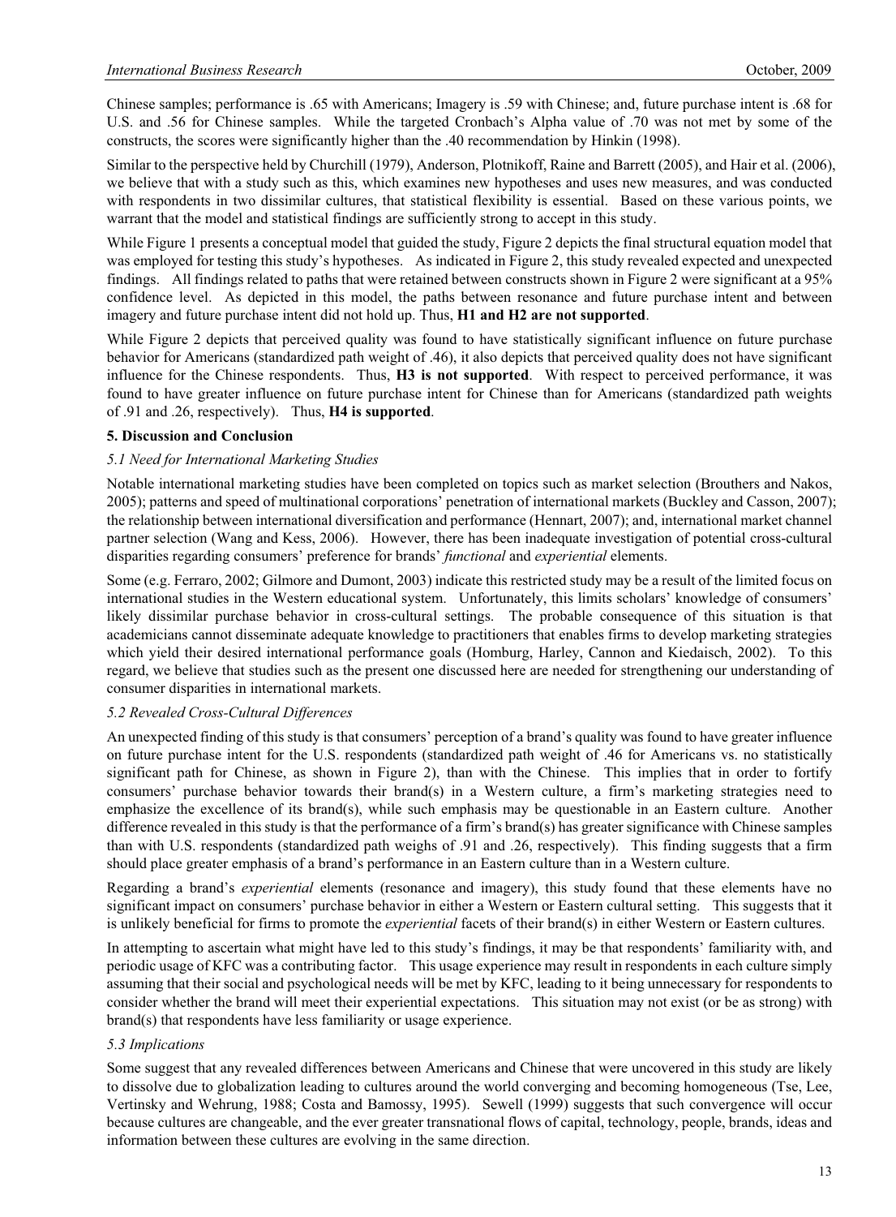Chinese samples; performance is .65 with Americans; Imagery is .59 with Chinese; and, future purchase intent is .68 for U.S. and .56 for Chinese samples. While the targeted Cronbach's Alpha value of .70 was not met by some of the constructs, the scores were significantly higher than the .40 recommendation by Hinkin (1998).

Similar to the perspective held by Churchill (1979), Anderson, Plotnikoff, Raine and Barrett (2005), and Hair et al. (2006), we believe that with a study such as this, which examines new hypotheses and uses new measures, and was conducted with respondents in two dissimilar cultures, that statistical flexibility is essential. Based on these various points, we warrant that the model and statistical findings are sufficiently strong to accept in this study.

While Figure 1 presents a conceptual model that guided the study, Figure 2 depicts the final structural equation model that was employed for testing this study's hypotheses. As indicated in Figure 2, this study revealed expected and unexpected findings. All findings related to paths that were retained between constructs shown in Figure 2 were significant at a 95% confidence level. As depicted in this model, the paths between resonance and future purchase intent and between imagery and future purchase intent did not hold up. Thus, **H1 and H2 are not supported**.

While Figure 2 depicts that perceived quality was found to have statistically significant influence on future purchase behavior for Americans (standardized path weight of .46), it also depicts that perceived quality does not have significant influence for the Chinese respondents. Thus, **H3 is not supported**. With respect to perceived performance, it was found to have greater influence on future purchase intent for Chinese than for Americans (standardized path weights of .91 and .26, respectively). Thus, **H4 is supported**.

## 5. Discussion and Conclusion

### *5.1 Need for International Marketing Studies*

Notable international marketing studies have been completed on topics such as market selection (Brouthers and Nakos, 2005); patterns and speed of multinational corporations' penetration of international markets (Buckley and Casson, 2007); the relationship between international diversification and performance (Hennart, 2007); and, international market channel partner selection (Wang and Kess, 2006). However, there has been inadequate investigation of potential cross-cultural disparities regarding consumers' preference for brands' *functional* and *experiential* elements.

Some (e.g. Ferraro, 2002; Gilmore and Dumont, 2003) indicate this restricted study may be a result of the limited focus on international studies in the Western educational system. Unfortunately, this limits scholars' knowledge of consumers' likely dissimilar purchase behavior in cross-cultural settings. The probable consequence of this situation is that academicians cannot disseminate adequate knowledge to practitioners that enables firms to develop marketing strategies which yield their desired international performance goals (Homburg, Harley, Cannon and Kiedaisch, 2002). To this regard, we believe that studies such as the present one discussed here are needed for strengthening our understanding of consumer disparities in international markets.

### *5.2 Revealed Cross-Cultural Differences*

An unexpected finding of this study is that consumers' perception of a brand's quality was found to have greater influence on future purchase intent for the U.S. respondents (standardized path weight of .46 for Americans vs. no statistically significant path for Chinese, as shown in Figure 2), than with the Chinese. This implies that in order to fortify consumers' purchase behavior towards their brand(s) in a Western culture, a firm's marketing strategies need to emphasize the excellence of its brand(s), while such emphasis may be questionable in an Eastern culture. Another difference revealed in this study is that the performance of a firm's brand(s) has greater significance with Chinese samples than with U.S. respondents (standardized path weighs of .91 and .26, respectively). This finding suggests that a firm should place greater emphasis of a brand's performance in an Eastern culture than in a Western culture.

Regarding a brand's *experiential* elements (resonance and imagery), this study found that these elements have no significant impact on consumers' purchase behavior in either a Western or Eastern cultural setting. This suggests that it is unlikely beneficial for firms to promote the *experiential* facets of their brand(s) in either Western or Eastern cultures.

In attempting to ascertain what might have led to this study's findings, it may be that respondents' familiarity with, and periodic usage of KFC was a contributing factor. This usage experience may result in respondents in each culture simply assuming that their social and psychological needs will be met by KFC, leading to it being unnecessary for respondents to consider whether the brand will meet their experiential expectations. This situation may not exist (or be as strong) with brand(s) that respondents have less familiarity or usage experience.

### *5.3 Implications*

Some suggest that any revealed differences between Americans and Chinese that were uncovered in this study are likely to dissolve due to globalization leading to cultures around the world converging and becoming homogeneous (Tse, Lee, Vertinsky and Wehrung, 1988; Costa and Bamossy, 1995). Sewell (1999) suggests that such convergence will occur because cultures are changeable, and the ever greater transnational flows of capital, technology, people, brands, ideas and information between these cultures are evolving in the same direction.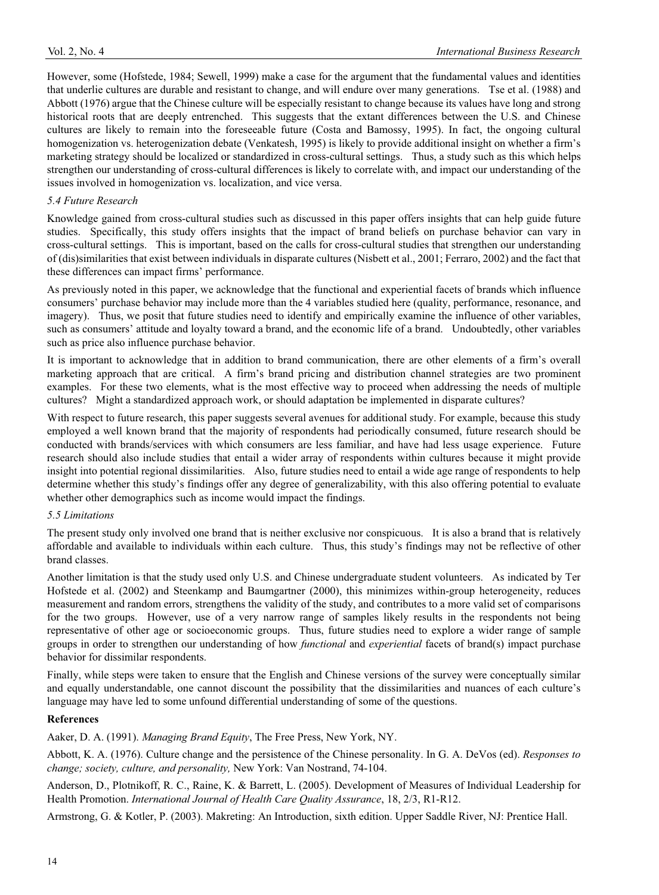However, some (Hofstede, 1984; Sewell, 1999) make a case for the argument that the fundamental values and identities that underlie cultures are durable and resistant to change, and will endure over many generations. Tse et al. (1988) and Abbott (1976) argue that the Chinese culture will be especially resistant to change because its values have long and strong historical roots that are deeply entrenched. This suggests that the extant differences between the U.S. and Chinese cultures are likely to remain into the foreseeable future (Costa and Bamossy, 1995). In fact, the ongoing cultural homogenization vs. heterogenization debate (Venkatesh, 1995) is likely to provide additional insight on whether a firm's marketing strategy should be localized or standardized in cross-cultural settings. Thus, a study such as this which helps strengthen our understanding of cross-cultural differences is likely to correlate with, and impact our understanding of the issues involved in homogenization vs. localization, and vice versa.

### *5.4 Future Research*

Knowledge gained from cross-cultural studies such as discussed in this paper offers insights that can help guide future studies. Specifically, this study offers insights that the impact of brand beliefs on purchase behavior can vary in cross-cultural settings. This is important, based on the calls for cross-cultural studies that strengthen our understanding of (dis)similarities that exist between individuals in disparate cultures (Nisbett et al., 2001; Ferraro, 2002) and the fact that these differences can impact firms' performance.

As previously noted in this paper, we acknowledge that the functional and experiential facets of brands which influence consumers' purchase behavior may include more than the 4 variables studied here (quality, performance, resonance, and imagery). Thus, we posit that future studies need to identify and empirically examine the influence of other variables, such as consumers' attitude and loyalty toward a brand, and the economic life of a brand. Undoubtedly, other variables such as price also influence purchase behavior.

It is important to acknowledge that in addition to brand communication, there are other elements of a firm's overall marketing approach that are critical. A firm's brand pricing and distribution channel strategies are two prominent examples. For these two elements, what is the most effective way to proceed when addressing the needs of multiple cultures? Might a standardized approach work, or should adaptation be implemented in disparate cultures?

With respect to future research, this paper suggests several avenues for additional study. For example, because this study employed a well known brand that the majority of respondents had periodically consumed, future research should be conducted with brands/services with which consumers are less familiar, and have had less usage experience. Future research should also include studies that entail a wider array of respondents within cultures because it might provide insight into potential regional dissimilarities. Also, future studies need to entail a wide age range of respondents to help determine whether this study's findings offer any degree of generalizability, with this also offering potential to evaluate whether other demographics such as income would impact the findings.

### *5.5 Limitations*

The present study only involved one brand that is neither exclusive nor conspicuous. It is also a brand that is relatively affordable and available to individuals within each culture. Thus, this study's findings may not be reflective of other brand classes.

Another limitation is that the study used only U.S. and Chinese undergraduate student volunteers. As indicated by Ter Hofstede et al. (2002) and Steenkamp and Baumgartner (2000), this minimizes within-group heterogeneity, reduces measurement and random errors, strengthens the validity of the study, and contributes to a more valid set of comparisons for the two groups. However, use of a very narrow range of samples likely results in the respondents not being representative of other age or socioeconomic groups. Thus, future studies need to explore a wider range of sample groups in order to strengthen our understanding of how *functional* and *experiential* facets of brand(s) impact purchase behavior for dissimilar respondents.

Finally, while steps were taken to ensure that the English and Chinese versions of the survey were conceptually similar and equally understandable, one cannot discount the possibility that the dissimilarities and nuances of each culture's language may have led to some unfound differential understanding of some of the questions.

## References

Aaker, D. A. (1991). *Managing Brand Equity*, The Free Press, New York, NY.

Abbott, K. A. (1976). Culture change and the persistence of the Chinese personality. In G. A. DeVos (ed). *Responses to change; society, culture, and personality,* New York: Van Nostrand, 74-104.

Anderson, D., Plotnikoff, R. C., Raine, K. & Barrett, L. (2005). Development of Measures of Individual Leadership for Health Promotion. *International Journal of Health Care Quality Assurance*, 18, 2/3, R1-R12.

Armstrong, G. & Kotler, P. (2003). Makreting: An Introduction, sixth edition. Upper Saddle River, NJ: Prentice Hall.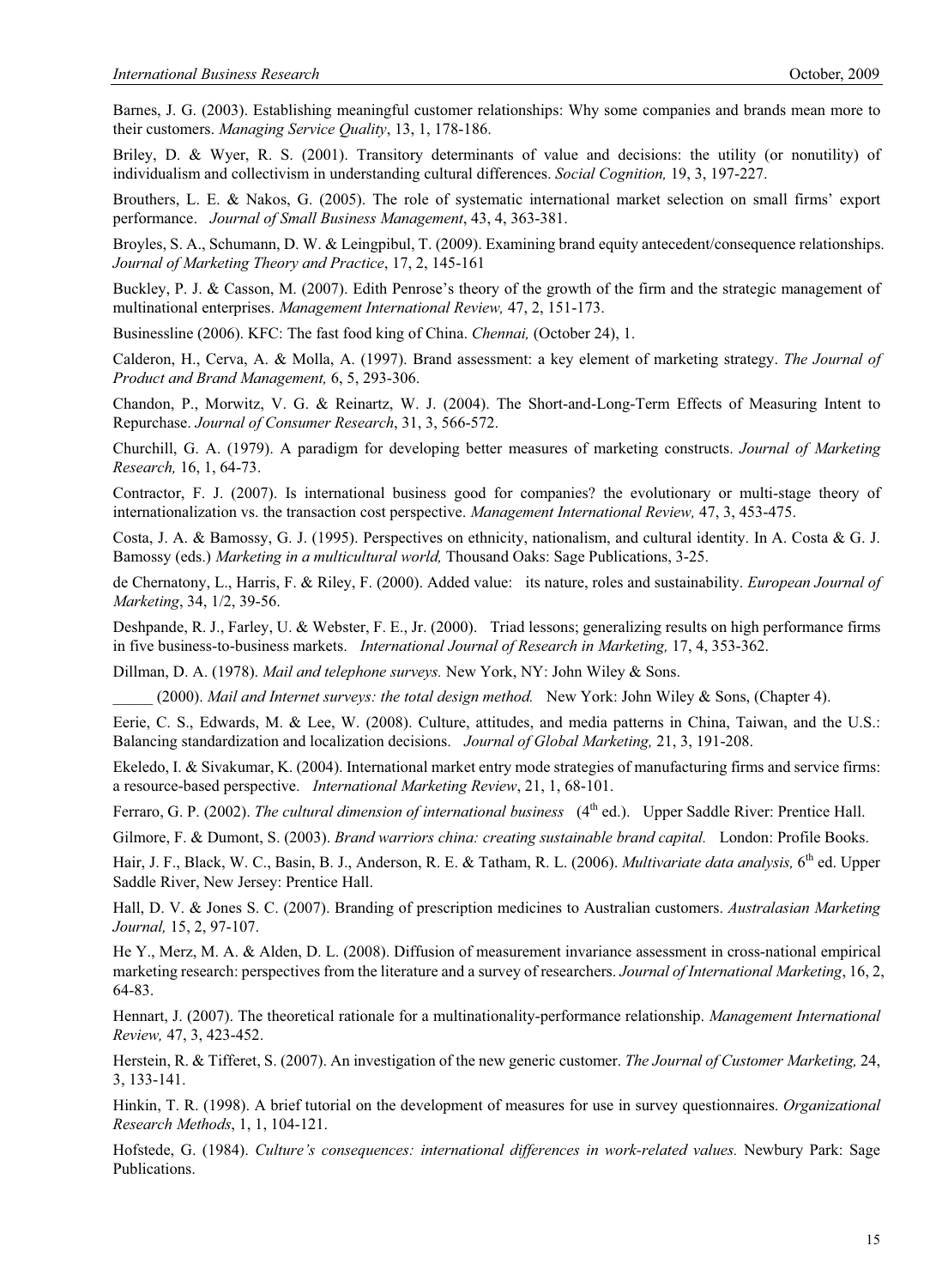Barnes, J. G. (2003). Establishing meaningful customer relationships: Why some companies and brands mean more to their customers. *Managing Service Quality*, 13, 1, 178-186.

Briley, D. & Wyer, R. S. (2001). Transitory determinants of value and decisions: the utility (or nonutility) of individualism and collectivism in understanding cultural differences. *Social Cognition,* 19, 3, 197-227.

Brouthers, L. E. & Nakos, G. (2005). The role of systematic international market selection on small firms' export performance. *Journal of Small Business Management*, 43, 4, 363-381.

Broyles, S. A., Schumann, D. W. & Leingpibul, T. (2009). Examining brand equity antecedent/consequence relationships. *Journal of Marketing Theory and Practice*, 17, 2, 145-161

Buckley, P. J. & Casson, M. (2007). Edith Penrose's theory of the growth of the firm and the strategic management of multinational enterprises. *Management International Review,* 47, 2, 151-173.

Businessline (2006). KFC: The fast food king of China. *Chennai,* (October 24), 1.

Calderon, H., Cerva, A. & Molla, A. (1997). Brand assessment: a key element of marketing strategy. *The Journal of Product and Brand Management,* 6, 5, 293-306.

Chandon, P., Morwitz, V. G. & Reinartz, W. J. (2004). The Short-and-Long-Term Effects of Measuring Intent to Repurchase. *Journal of Consumer Research*, 31, 3, 566-572.

Churchill, G. A. (1979). A paradigm for developing better measures of marketing constructs. *Journal of Marketing Research,* 16, 1, 64-73.

Contractor, F. J. (2007). Is international business good for companies? the evolutionary or multi-stage theory of internationalization vs. the transaction cost perspective. *Management International Review,* 47, 3, 453-475.

Costa, J. A. & Bamossy, G. J. (1995). Perspectives on ethnicity, nationalism, and cultural identity. In A. Costa & G. J. Bamossy (eds.) *Marketing in a multicultural world,* Thousand Oaks: Sage Publications, 3-25.

de Chernatony, L., Harris, F. & Riley, F. (2000). Added value: its nature, roles and sustainability. *European Journal of Marketing*, 34, 1/2, 39-56.

Deshpande, R. J., Farley, U. & Webster, F. E., Jr. (2000). Triad lessons; generalizing results on high performance firms in five business-to-business markets. *International Journal of Research in Marketing,* 17, 4, 353-362.

Dillman, D. A. (1978). *Mail and telephone surveys.* New York, NY: John Wiley & Sons.

_____ (2000). *Mail and Internet surveys: the total design method.* New York: John Wiley & Sons, (Chapter 4).

Eerie, C. S., Edwards, M. & Lee, W. (2008). Culture, attitudes, and media patterns in China, Taiwan, and the U.S.: Balancing standardization and localization decisions. *Journal of Global Marketing,* 21, 3, 191-208.

Ekeledo, I. & Sivakumar, K. (2004). International market entry mode strategies of manufacturing firms and service firms: a resource-based perspective. *International Marketing Review*, 21, 1, 68-101.

Ferraro, G. P. (2002). *The cultural dimension of international business* (4th ed.). Upper Saddle River: Prentice Hall.

Gilmore, F. & Dumont, S. (2003). *Brand warriors china: creating sustainable brand capital.* London: Profile Books.

Hair, J. F., Black, W. C., Basin, B. J., Anderson, R. E. & Tatham, R. L. (2006). *Multivariate data analysis,* 6th ed. Upper Saddle River, New Jersey: Prentice Hall.

Hall, D. V. & Jones S. C. (2007). Branding of prescription medicines to Australian customers. *Australasian Marketing Journal,* 15, 2, 97-107.

He Y., Merz, M. A. & Alden, D. L. (2008). Diffusion of measurement invariance assessment in cross-national empirical marketing research: perspectives from the literature and a survey of researchers. *Journal of International Marketing*, 16, 2, 64-83.

Hennart, J. (2007). The theoretical rationale for a multinationality-performance relationship. *Management International Review,* 47, 3, 423-452.

Herstein, R. & Tifferet, S. (2007). An investigation of the new generic customer. *The Journal of Customer Marketing,* 24, 3, 133-141.

Hinkin, T. R. (1998). A brief tutorial on the development of measures for use in survey questionnaires. *Organizational Research Methods*, 1, 1, 104-121.

Hofstede, G. (1984). *Culture's consequences: international differences in work-related values.* Newbury Park: Sage Publications.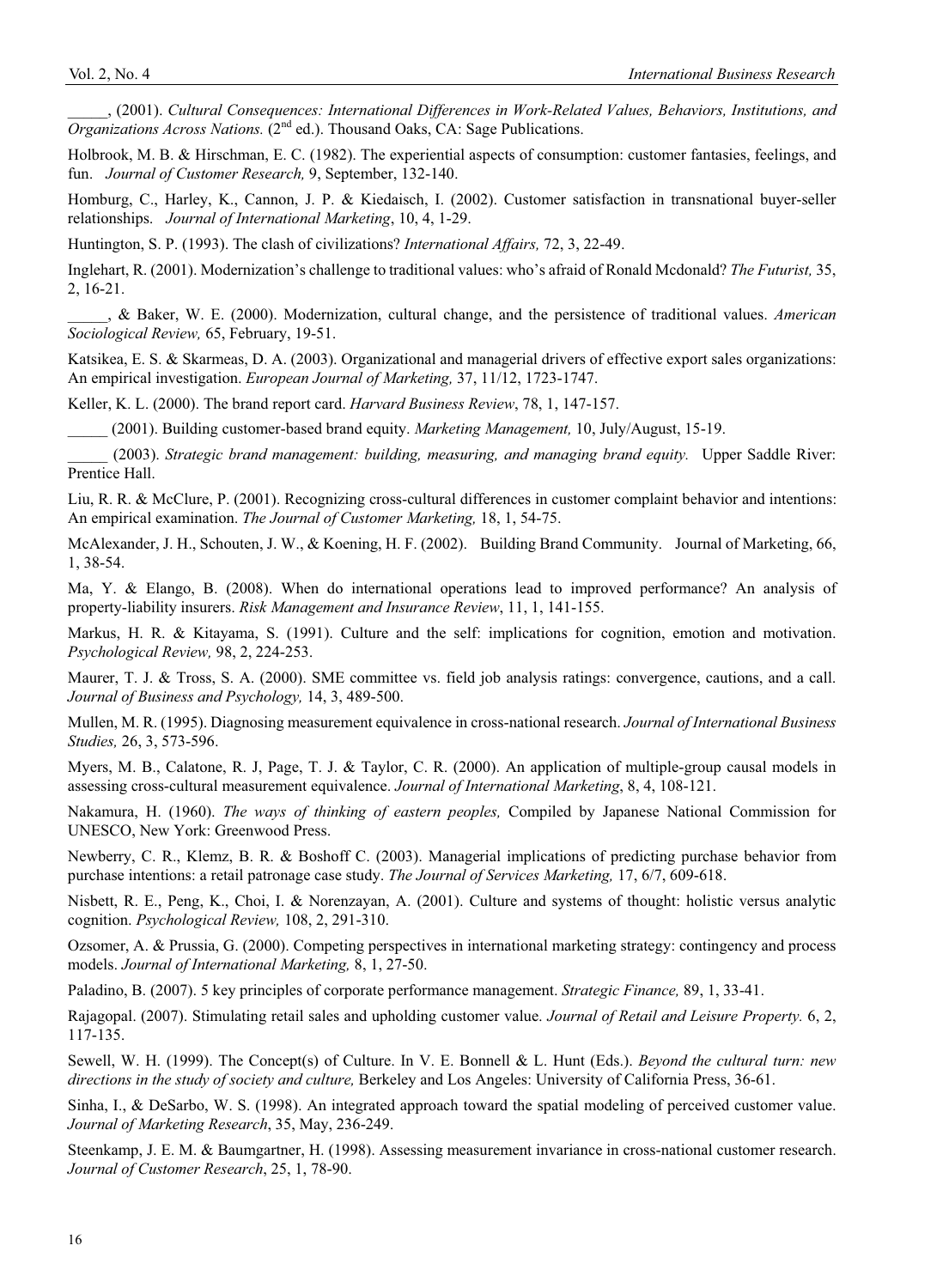_____, (2001). *Cultural Consequences: International Differences in Work-Related Values, Behaviors, Institutions, and Organizations Across Nations.* (2nd ed.). Thousand Oaks, CA: Sage Publications.

Holbrook, M. B. & Hirschman, E. C. (1982). The experiential aspects of consumption: customer fantasies, feelings, and fun. *Journal of Customer Research,* 9, September, 132-140.

Homburg, C., Harley, K., Cannon, J. P. & Kiedaisch, I. (2002). Customer satisfaction in transnational buyer-seller relationships. *Journal of International Marketing*, 10, 4, 1-29.

Huntington, S. P. (1993). The clash of civilizations? *International Affairs,* 72, 3, 22-49.

Inglehart, R. (2001). Modernization's challenge to traditional values: who's afraid of Ronald Mcdonald? *The Futurist,* 35, 2, 16-21.

_____, & Baker, W. E. (2000). Modernization, cultural change, and the persistence of traditional values. *American Sociological Review,* 65, February, 19-51.

Katsikea, E. S. & Skarmeas, D. A. (2003). Organizational and managerial drivers of effective export sales organizations: An empirical investigation. *European Journal of Marketing,* 37, 11/12, 1723-1747.

Keller, K. L. (2000). The brand report card. *Harvard Business Review*, 78, 1, 147-157.

_____ (2001). Building customer-based brand equity. *Marketing Management,* 10, July/August, 15-19.

_____ (2003). *Strategic brand management: building, measuring, and managing brand equity.* Upper Saddle River: Prentice Hall.

Liu, R. R. & McClure, P. (2001). Recognizing cross-cultural differences in customer complaint behavior and intentions: An empirical examination. *The Journal of Customer Marketing,* 18, 1, 54-75.

McAlexander, J. H., Schouten, J. W., & Koening, H. F. (2002). Building Brand Community. Journal of Marketing, 66, 1, 38-54.

Ma, Y. & Elango, B. (2008). When do international operations lead to improved performance? An analysis of property-liability insurers. *Risk Management and Insurance Review*, 11, 1, 141-155.

Markus, H. R. & Kitayama, S. (1991). Culture and the self: implications for cognition, emotion and motivation. *Psychological Review,* 98, 2, 224-253.

Maurer, T. J. & Tross, S. A. (2000). SME committee vs. field job analysis ratings: convergence, cautions, and a call. *Journal of Business and Psychology,* 14, 3, 489-500.

Mullen, M. R. (1995). Diagnosing measurement equivalence in cross-national research. *Journal of International Business Studies,* 26, 3, 573-596.

Myers, M. B., Calatone, R. J, Page, T. J. & Taylor, C. R. (2000). An application of multiple-group causal models in assessing cross-cultural measurement equivalence. *Journal of International Marketing*, 8, 4, 108-121.

Nakamura, H. (1960). *The ways of thinking of eastern peoples,* Compiled by Japanese National Commission for UNESCO, New York: Greenwood Press.

Newberry, C. R., Klemz, B. R. & Boshoff C. (2003). Managerial implications of predicting purchase behavior from purchase intentions: a retail patronage case study. *The Journal of Services Marketing,* 17, 6/7, 609-618.

Nisbett, R. E., Peng, K., Choi, I. & Norenzayan, A. (2001). Culture and systems of thought: holistic versus analytic cognition. *Psychological Review,* 108, 2, 291-310.

Ozsomer, A. & Prussia, G. (2000). Competing perspectives in international marketing strategy: contingency and process models. *Journal of International Marketing,* 8, 1, 27-50.

Paladino, B. (2007). 5 key principles of corporate performance management. *Strategic Finance,* 89, 1, 33-41.

Rajagopal. (2007). Stimulating retail sales and upholding customer value. *Journal of Retail and Leisure Property.* 6, 2, 117-135.

Sewell, W. H. (1999). The Concept(s) of Culture. In V. E. Bonnell & L. Hunt (Eds.). *Beyond the cultural turn: new directions in the study of society and culture,* Berkeley and Los Angeles: University of California Press, 36-61.

Sinha, I., & DeSarbo, W. S. (1998). An integrated approach toward the spatial modeling of perceived customer value. *Journal of Marketing Research*, 35, May, 236-249.

Steenkamp, J. E. M. & Baumgartner, H. (1998). Assessing measurement invariance in cross-national customer research. *Journal of Customer Research*, 25, 1, 78-90.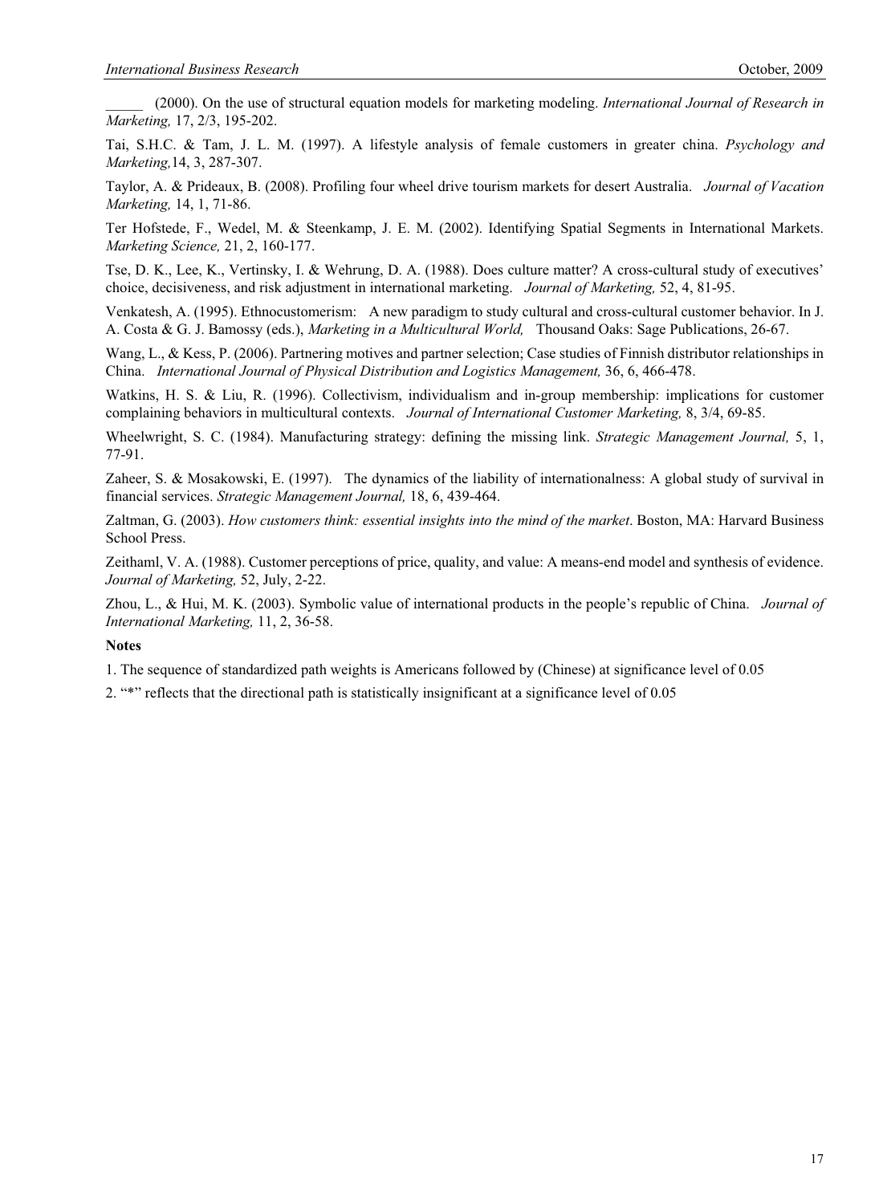_____ (2000). On the use of structural equation models for marketing modeling. *International Journal of Research in Marketing,* 17, 2/3, 195-202.

Tai, S.H.C. & Tam, J. L. M. (1997). A lifestyle analysis of female customers in greater china. *Psychology and Marketing,*14, 3, 287-307.

Taylor, A. & Prideaux, B. (2008). Profiling four wheel drive tourism markets for desert Australia. *Journal of Vacation Marketing,* 14, 1, 71-86.

Ter Hofstede, F., Wedel, M. & Steenkamp, J. E. M. (2002). Identifying Spatial Segments in International Markets. *Marketing Science,* 21, 2, 160-177.

Tse, D. K., Lee, K., Vertinsky, I. & Wehrung, D. A. (1988). Does culture matter? A cross-cultural study of executives' choice, decisiveness, and risk adjustment in international marketing. *Journal of Marketing,* 52, 4, 81-95.

Venkatesh, A. (1995). Ethnocustomerism: A new paradigm to study cultural and cross-cultural customer behavior. In J. A. Costa & G. J. Bamossy (eds.), *Marketing in a Multicultural World,* Thousand Oaks: Sage Publications, 26-67.

Wang, L., & Kess, P. (2006). Partnering motives and partner selection; Case studies of Finnish distributor relationships in China. *International Journal of Physical Distribution and Logistics Management,* 36, 6, 466-478.

Watkins, H. S. & Liu, R. (1996). Collectivism, individualism and in-group membership: implications for customer complaining behaviors in multicultural contexts. *Journal of International Customer Marketing,* 8, 3/4, 69-85.

Wheelwright, S. C. (1984). Manufacturing strategy: defining the missing link. *Strategic Management Journal,* 5, 1, 77-91.

Zaheer, S. & Mosakowski, E. (1997). The dynamics of the liability of internationalness: A global study of survival in financial services. *Strategic Management Journal,* 18, 6, 439-464.

Zaltman, G. (2003). *How customers think: essential insights into the mind of the market*. Boston, MA: Harvard Business School Press.

Zeithaml, V. A. (1988). Customer perceptions of price, quality, and value: A means-end model and synthesis of evidence. *Journal of Marketing,* 52, July, 2-22.

Zhou, L., & Hui, M. K. (2003). Symbolic value of international products in the people's republic of China. *Journal of International Marketing,* 11, 2, 36-58.

**Notes**

1. The sequence of standardized path weights is Americans followed by (Chinese) at significance level of 0.05

2. "*" reflects that the directional path is statistically insignificant at a significance level of 0.05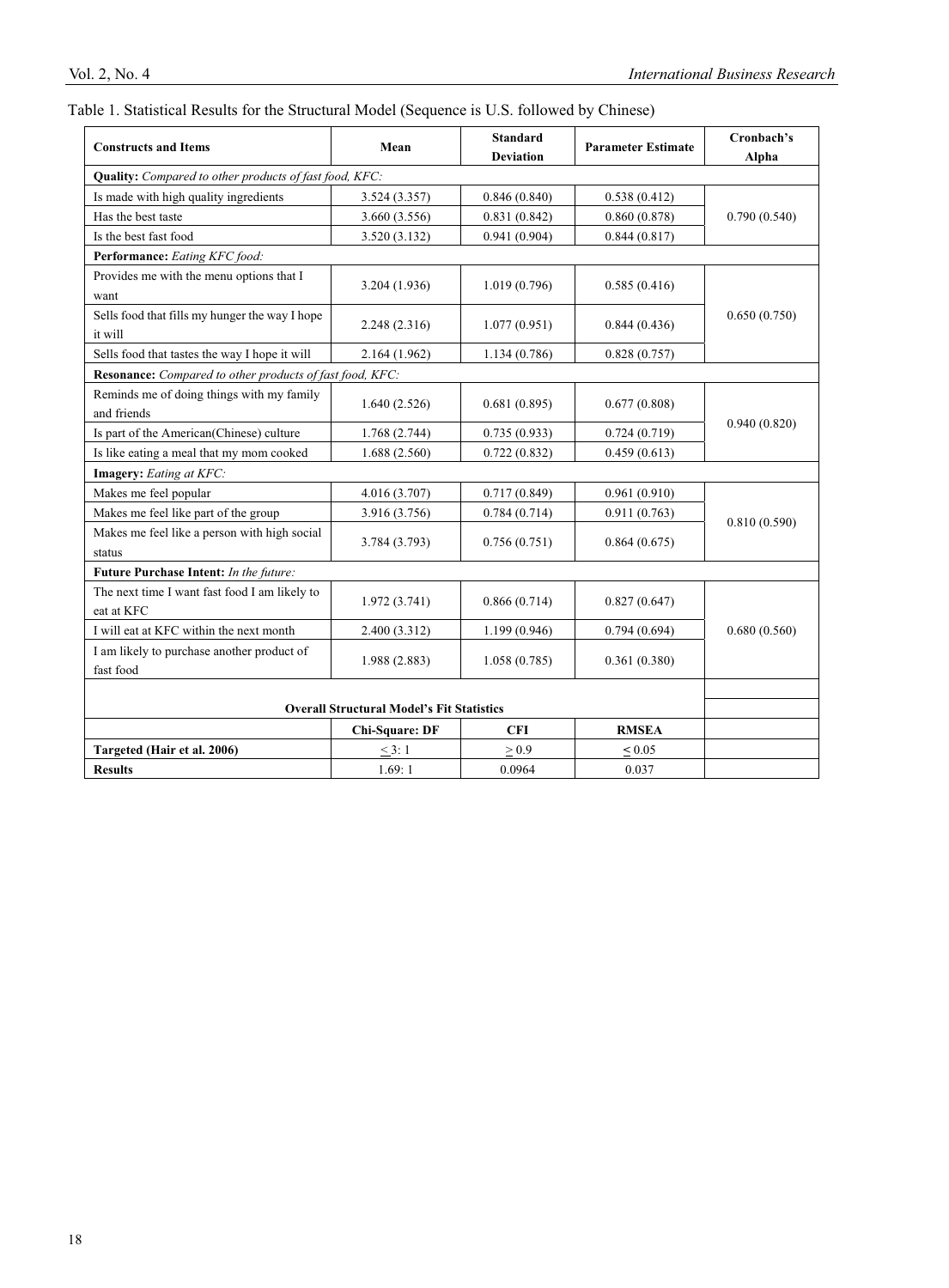Table 1. Statistical Results for the Structural Model (Sequence is U.S. followed by Chinese)

| Constructs and Items | Mean | Standard Deviation | Parameter Estimate | Cronbach's Alpha |
|---|---|---|---|---|
| **Quality:** *Compared to other products of fast food, KFC:* | | | | |
| Is made with high quality ingredients | 3.524 (3.357) | 0.846 (0.840) | 0.538 (0.412) | 0.790 (0.540) |
| Has the best taste | 3.660 (3.556) | 0.831 (0.842) | 0.860 (0.878) | |
| Is the best fast food | 3.520 (3.132) | 0.941 (0.904) | 0.844 (0.817) | |
| **Performance:** *Eating KFC food:* | | | | |
| Provides me with the menu options that I want | 3.204 (1.936) | 1.019 (0.796) | 0.585 (0.416) | 0.650 (0.750) |
| Sells food that fills my hunger the way I hope it will | 2.248 (2.316) | 1.077 (0.951) | 0.844 (0.436) | |
| Sells food that tastes the way I hope it will | 2.164 (1.962) | 1.134 (0.786) | 0.828 (0.757) | |
| **Resonance:** *Compared to other products of fast food, KFC:* | | | | |
| Reminds me of doing things with my family and friends | 1.640 (2.526) | 0.681 (0.895) | 0.677 (0.808) | 0.940 (0.820) |
| Is part of the American(Chinese) culture | 1.768 (2.744) | 0.735 (0.933) | 0.724 (0.719) | |
| Is like eating a meal that my mom cooked | 1.688 (2.560) | 0.722 (0.832) | 0.459 (0.613) | |
| **Imagery:** *Eating at KFC:* | | | | |
| Makes me feel popular | 4.016 (3.707) | 0.717 (0.849) | 0.961 (0.910) | 0.810 (0.590) |
| Makes me feel like part of the group | 3.916 (3.756) | 0.784 (0.714) | 0.911 (0.763) | |
| Makes me feel like a person with high social status | 3.784 (3.793) | 0.756 (0.751) | 0.864 (0.675) | |
| **Future Purchase Intent:** *In the future:* | | | | |
| The next time I want fast food I am likely to eat at KFC | 1.972 (3.741) | 0.866 (0.714) | 0.827 (0.647) | 0.680 (0.560) |
| I will eat at KFC within the next month | 2.400 (3.312) | 1.199 (0.946) | 0.794 (0.694) | |
| I am likely to purchase another product of fast food | 1.988 (2.883) | 1.058 (0.785) | 0.361 (0.380) | |
| **Overall Structural Model's Fit Statistics** | | | | |
| | **Chi-Square: DF** | **CFI** | **RMSEA** | |
| **Targeted (Hair et al. 2006)** | $\leq$ 3: 1 | $\geq$ 0.9 | $\leq$ 0.05 | |
| **Results** | 1.69: 1 | 0.0964 | 0.037 | |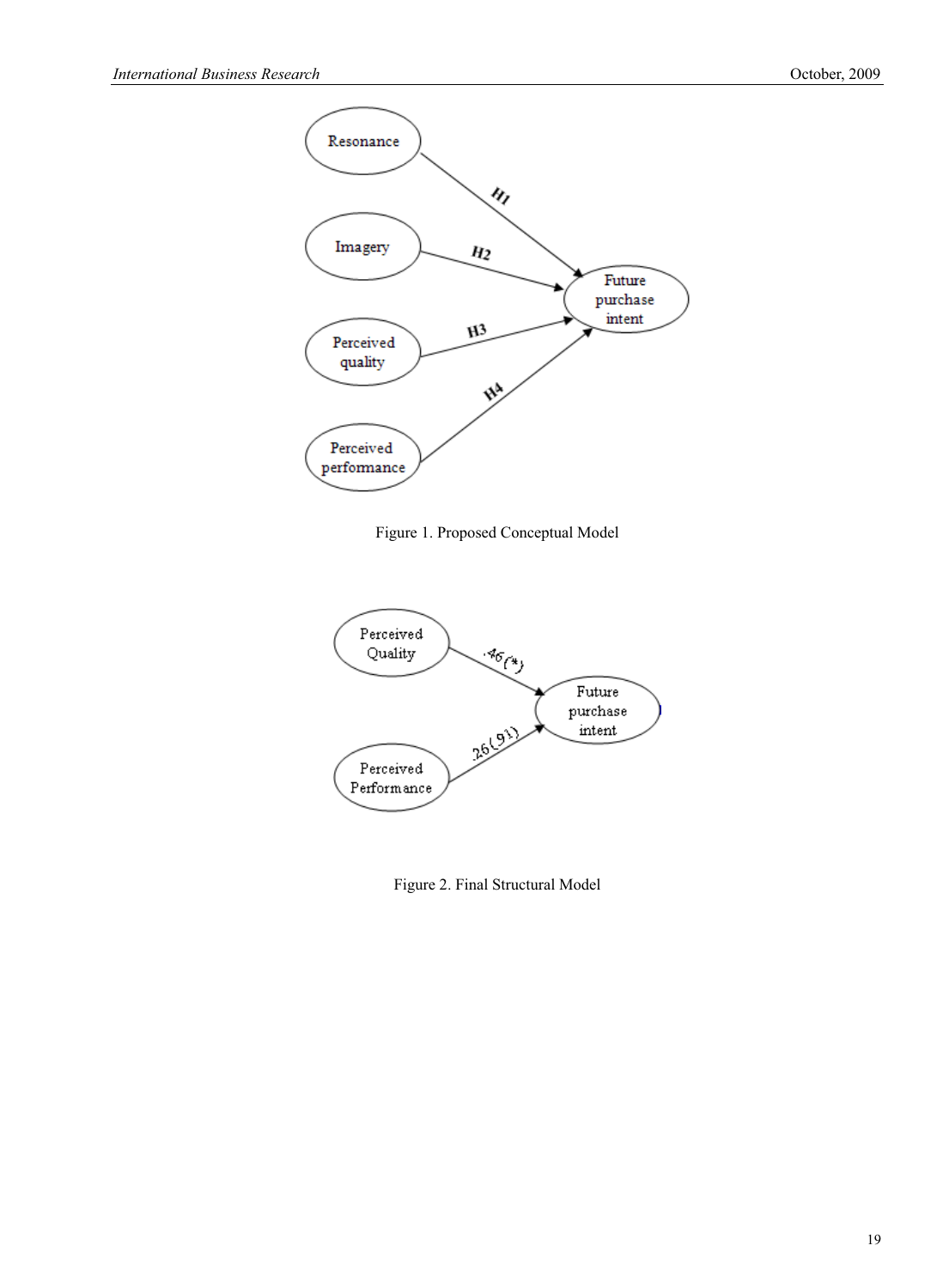Resonance

Imagery

Perceived quality

Perceived performance

Future purchase intent

H1

H2

H3

H4

Figure 1. Proposed Conceptual Model

Perceived Quality

Perceived Performance

Future purchase intent

.46(*)

.26(.91)

Figure 2. Final Structural Model